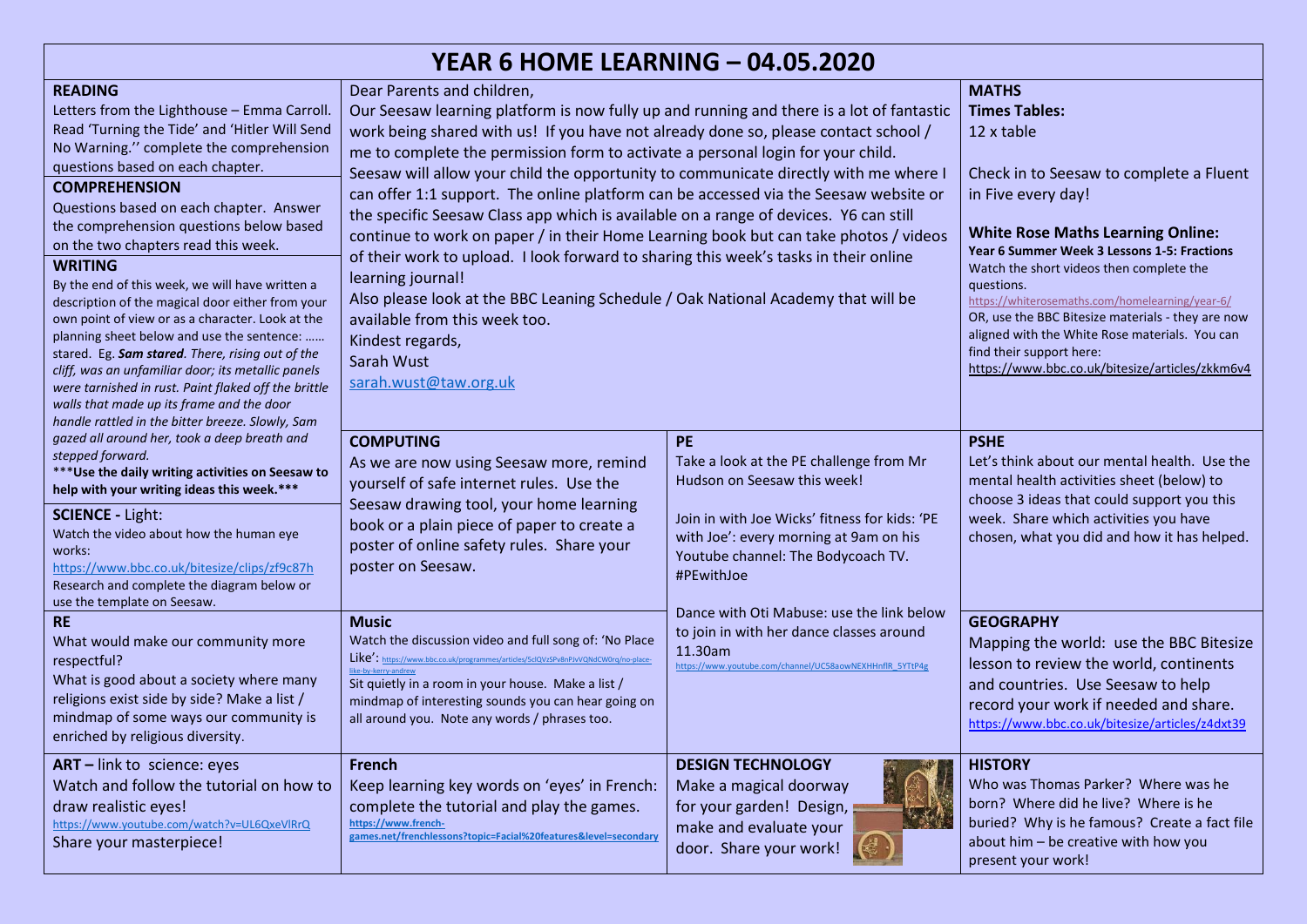# YEAR 6 HOME LEARNING – 04.05.2020

## READING

Letters from the Lighthouse – Emma Carroll. Read 'Turning the Tide' and 'Hitler Will Send No Warning.'' complete the comprehension questions based on each chapter.

## COMPREHENSION

Questions based on each chapter. Answer the comprehension questions below based on the two chapters read this week.

## WRITING

By the end of this week, we will have written a description of the magical door either from your own point of view or as a character. Look at the planning sheet below and use the sentence: …… stared. Eg. ***Sam stared****. There, rising out of the cliff, was an unfamiliar door; its metallic panels were tarnished in rust. Paint flaked off the brittle walls that made up its frame and the door handle rattled in the bitter breeze. Slowly, Sam gazed all around her, took a deep breath and stepped forward.*

*****Use the daily writing activities on Seesaw to help with your writing ideas this week.*****

## SCIENCE - Light:

Watch the video about how the human eye works:
https://www.bbc.co.uk/bitesize/clips/zf9c87h
Research and complete the diagram below or use the template on Seesaw.

## RE

What would make our community more respectful?
What is good about a society where many religions exist side by side? Make a list / mindmap of some ways our community is enriched by religious diversity.

## ART – link to science: eyes

Watch and follow the tutorial on how to draw realistic eyes!
https://www.youtube.com/watch?v=UL6QxeVlRrQ
Share your masterpiece!

---

Dear Parents and children,
Our Seesaw learning platform is now fully up and running and there is a lot of fantastic work being shared with us! If you have not already done so, please contact school / me to complete the permission form to activate a personal login for your child.
Seesaw will allow your child the opportunity to communicate directly with me where I can offer 1:1 support. The online platform can be accessed via the Seesaw website or the specific Seesaw Class app which is available on a range of devices. Y6 can still continue to work on paper / in their Home Learning book but can take photos / videos of their work to upload. I look forward to sharing this week's tasks in their online learning journal!
Also please look at the BBC Leaning Schedule / Oak National Academy that will be available from this week too.
Kindest regards,
Sarah Wust
sarah.wust@taw.org.uk

## COMPUTING

As we are now using Seesaw more, remind yourself of safe internet rules. Use the Seesaw drawing tool, your home learning book or a plain piece of paper to create a poster of online safety rules. Share your poster on Seesaw.

## Music

Watch the discussion video and full song of: 'No Place Like': https://www.bbc.co.uk/programmes/articles/5clQVzSPv8nPJvVQNdCW0rq/no-place-like-by-kerry-andrew
Sit quietly in a room in your house. Make a list / mindmap of interesting sounds you can hear going on all around you. Note any words / phrases too.

## French

Keep learning key words on 'eyes' in French: complete the tutorial and play the games.
https://www.french-games.net/frenchlessons?topic=Facial%20features&level=secondary

## PE

Take a look at the PE challenge from Mr Hudson on Seesaw this week!

Join in with Joe Wicks' fitness for kids: 'PE with Joe': every morning at 9am on his Youtube channel: The Bodycoach TV. #PEwithJoe

Dance with Oti Mabuse: use the link below to join in with her dance classes around 11.30am
https://www.youtube.com/channel/UC58aowNEXHHnflR_5YTtP4g

## DESIGN TECHNOLOGY

Make a magical doorway for your garden! Design, make and evaluate your door. Share your work!

## MATHS

**Times Tables:**
12 x table

Check in to Seesaw to complete a Fluent in Five every day!

**White Rose Maths Learning Online:**
**Year 6 Summer Week 3 Lessons 1-5: Fractions**
Watch the short videos then complete the questions.
https://whiterosemaths.com/homelearning/year-6/
OR, use the BBC Bitesize materials - they are now aligned with the White Rose materials. You can find their support here:
https://www.bbc.co.uk/bitesize/articles/zkkm6v4

## PSHE

Let's think about our mental health. Use the mental health activities sheet (below) to choose 3 ideas that could support you this week. Share which activities you have chosen, what you did and how it has helped.

## GEOGRAPHY

Mapping the world: use the BBC Bitesize lesson to review the world, continents and countries. Use Seesaw to help record your work if needed and share.
https://www.bbc.co.uk/bitesize/articles/z4dxt39

## HISTORY

Who was Thomas Parker? Where was he born? Where did he live? Where is he buried? Why is he famous? Create a fact file about him – be creative with how you present your work!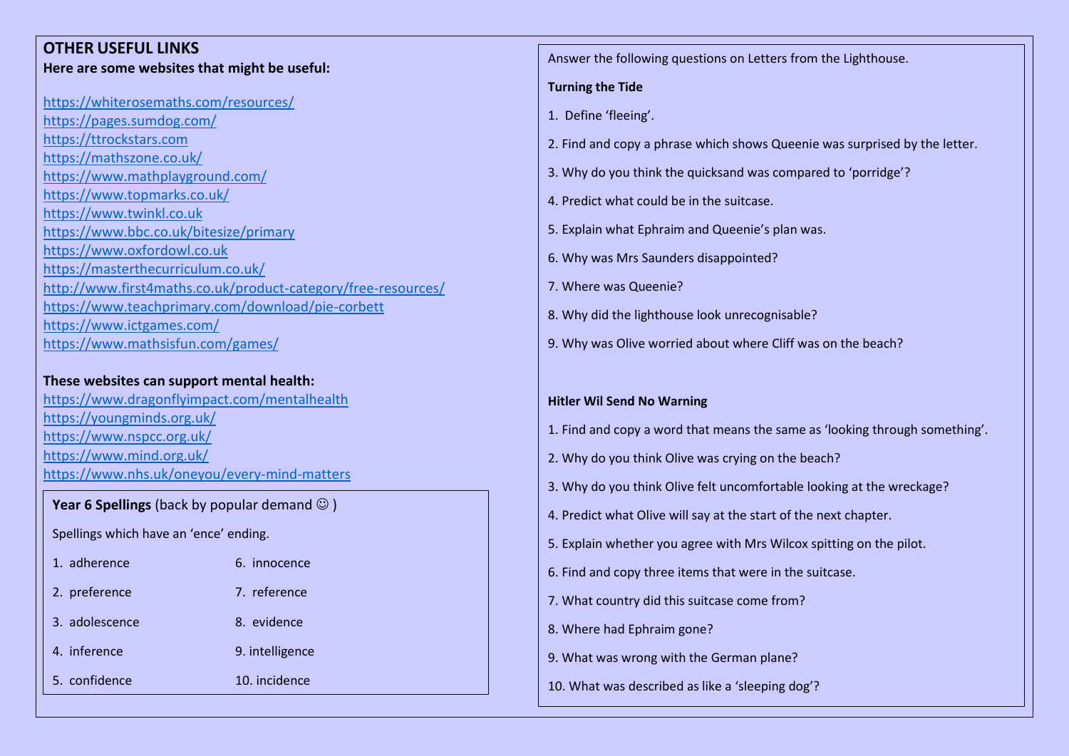## OTHER USEFUL LINKS

**Here are some websites that might be useful:**

https://whiterosemaths.com/resources/
https://pages.sumdog.com/
https://ttrockstars.com
https://mathszone.co.uk/
https://www.mathplayground.com/
https://www.topmarks.co.uk/
https://www.twinkl.co.uk
https://www.bbc.co.uk/bitesize/primary
https://www.oxfordowl.co.uk
https://masterthecurriculum.co.uk/
http://www.first4maths.co.uk/product-category/free-resources/
https://www.teachprimary.com/download/pie-corbett
https://www.ictgames.com/
https://www.mathsisfun.com/games/

**These websites can support mental health:**

https://www.dragonflyimpact.com/mentalhealth
https://youngminds.org.uk/
https://www.nspcc.org.uk/
https://www.mind.org.uk/
https://www.nhs.uk/oneyou/every-mind-matters

**Year 6 Spellings** (back by popular demand ☺ )

Spellings which have an 'ence' ending.

1. adherence
2. preference
3. adolescence
4. inference
5. confidence
6. innocence
7. reference
8. evidence
9. intelligence
10. incidence

Answer the following questions on Letters from the Lighthouse.

**Turning the Tide**

1. Define 'fleeing'.
2. Find and copy a phrase which shows Queenie was surprised by the letter.
3. Why do you think the quicksand was compared to 'porridge'?
4. Predict what could be in the suitcase.
5. Explain what Ephraim and Queenie's plan was.
6. Why was Mrs Saunders disappointed?
7. Where was Queenie?
8. Why did the lighthouse look unrecognisable?
9. Why was Olive worried about where Cliff was on the beach?

**Hitler Wil Send No Warning**

1. Find and copy a word that means the same as 'looking through something'.
2. Why do you think Olive was crying on the beach?
3. Why do you think Olive felt uncomfortable looking at the wreckage?
4. Predict what Olive will say at the start of the next chapter.
5. Explain whether you agree with Mrs Wilcox spitting on the pilot.
6. Find and copy three items that were in the suitcase.
7. What country did this suitcase come from?
8. Where had Ephraim gone?
9. What was wrong with the German plane?
10. What was described as like a 'sleeping dog'?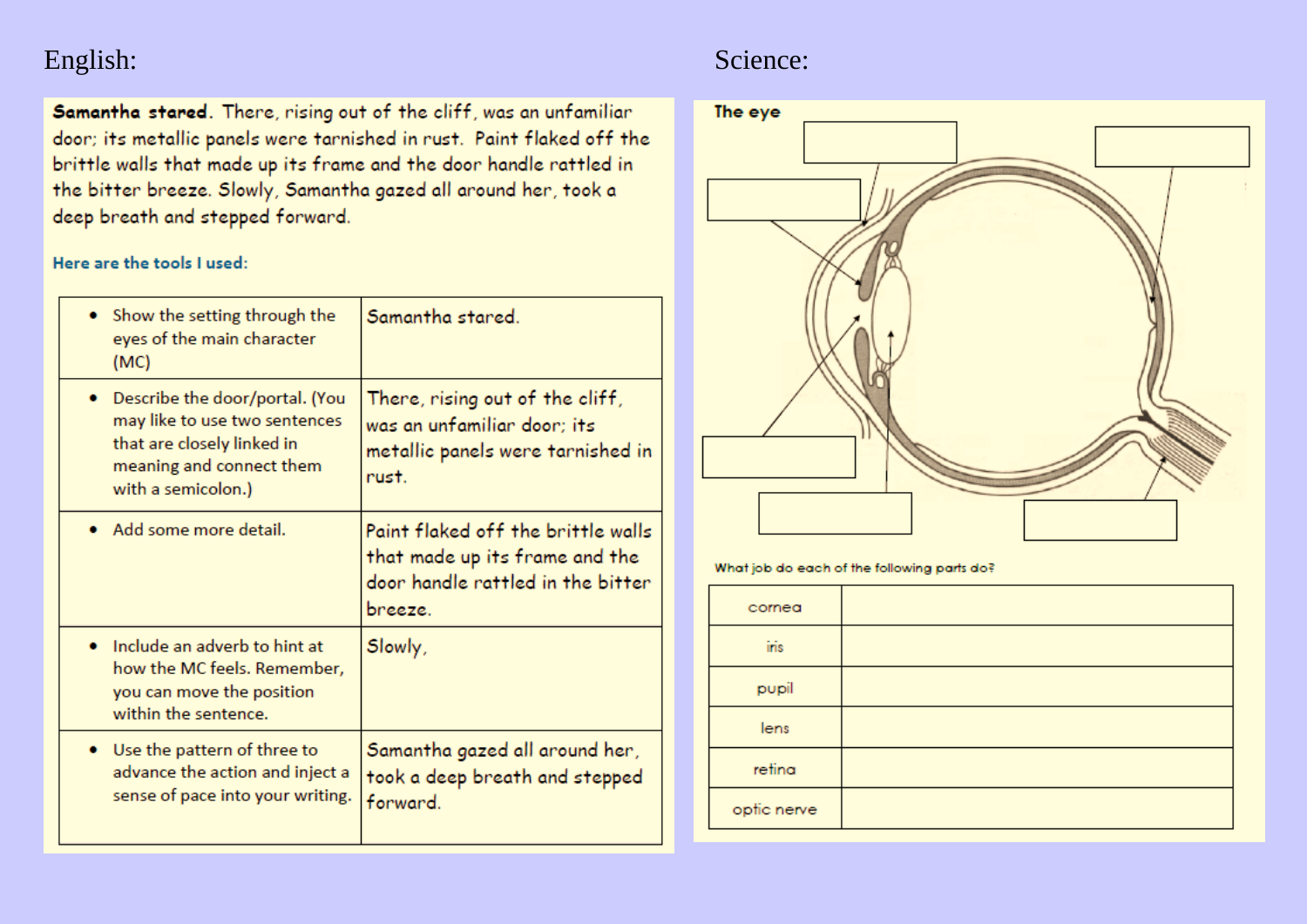English:

**Samantha stared**. There, rising out of the cliff, was an unfamiliar door; its metallic panels were tarnished in rust. Paint flaked off the brittle walls that made up its frame and the door handle rattled in the bitter breeze. Slowly, Samantha gazed all around her, took a deep breath and stepped forward.

**Here are the tools I used:**

| | |
|---|---|
| • Show the setting through the eyes of the main character (MC) | Samantha stared. |
| • Describe the door/portal. (You may like to use two sentences that are closely linked in meaning and connect them with a semicolon.) | There, rising out of the cliff, was an unfamiliar door; its metallic panels were tarnished in rust. |
| • Add some more detail. | Paint flaked off the brittle walls that made up its frame and the door handle rattled in the bitter breeze. |
| • Include an adverb to hint at how the MC feels. Remember, you can move the position within the sentence. | Slowly, |
| • Use the pattern of three to advance the action and inject a sense of pace into your writing. | Samantha gazed all around her, took a deep breath and stepped forward. |

Science:

**The eye**

What job do each of the following parts do?

| | |
|---|---|
| cornea | |
| iris | |
| pupil | |
| lens | |
| retina | |
| optic nerve | |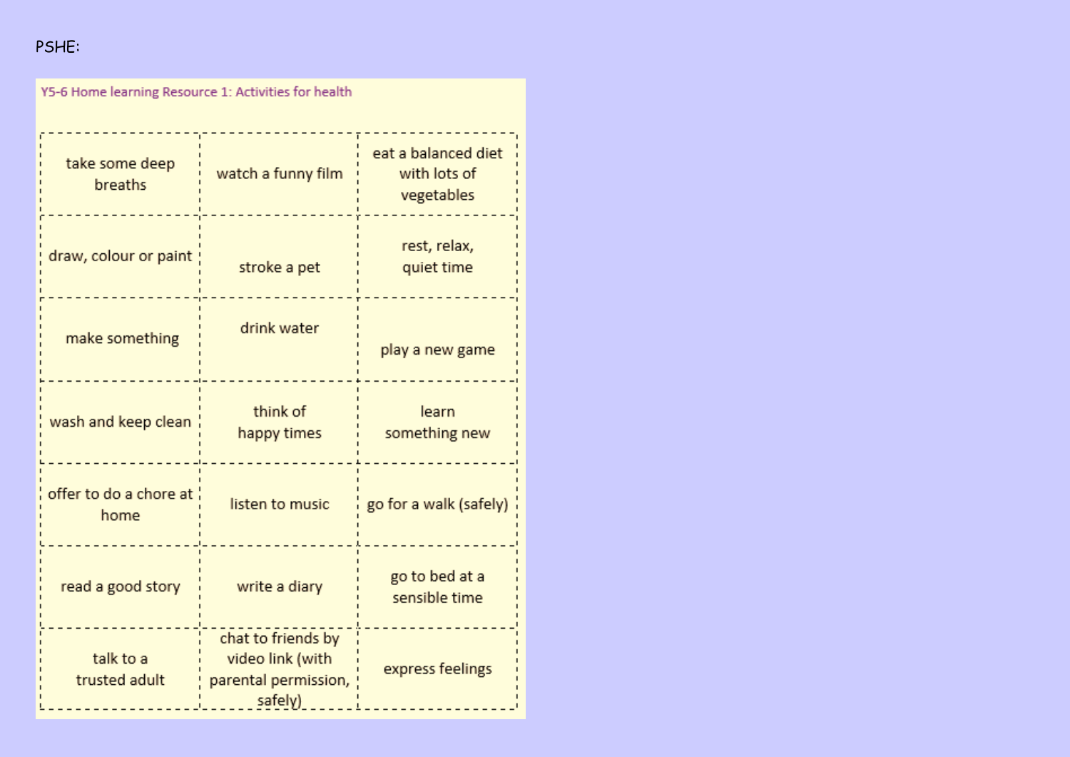PSHE:

Y5-6 Home learning Resource 1: Activities for health

| | | |
|---|---|---|
| take some deep breaths | watch a funny film | eat a balanced diet with lots of vegetables |
| draw, colour or paint | stroke a pet | rest, relax, quiet time |
| make something | drink water | play a new game |
| wash and keep clean | think of happy times | learn something new |
| offer to do a chore at home | listen to music | go for a walk (safely) |
| read a good story | write a diary | go to bed at a sensible time |
| talk to a trusted adult | chat to friends by video link (with parental permission, safely) | express feelings |